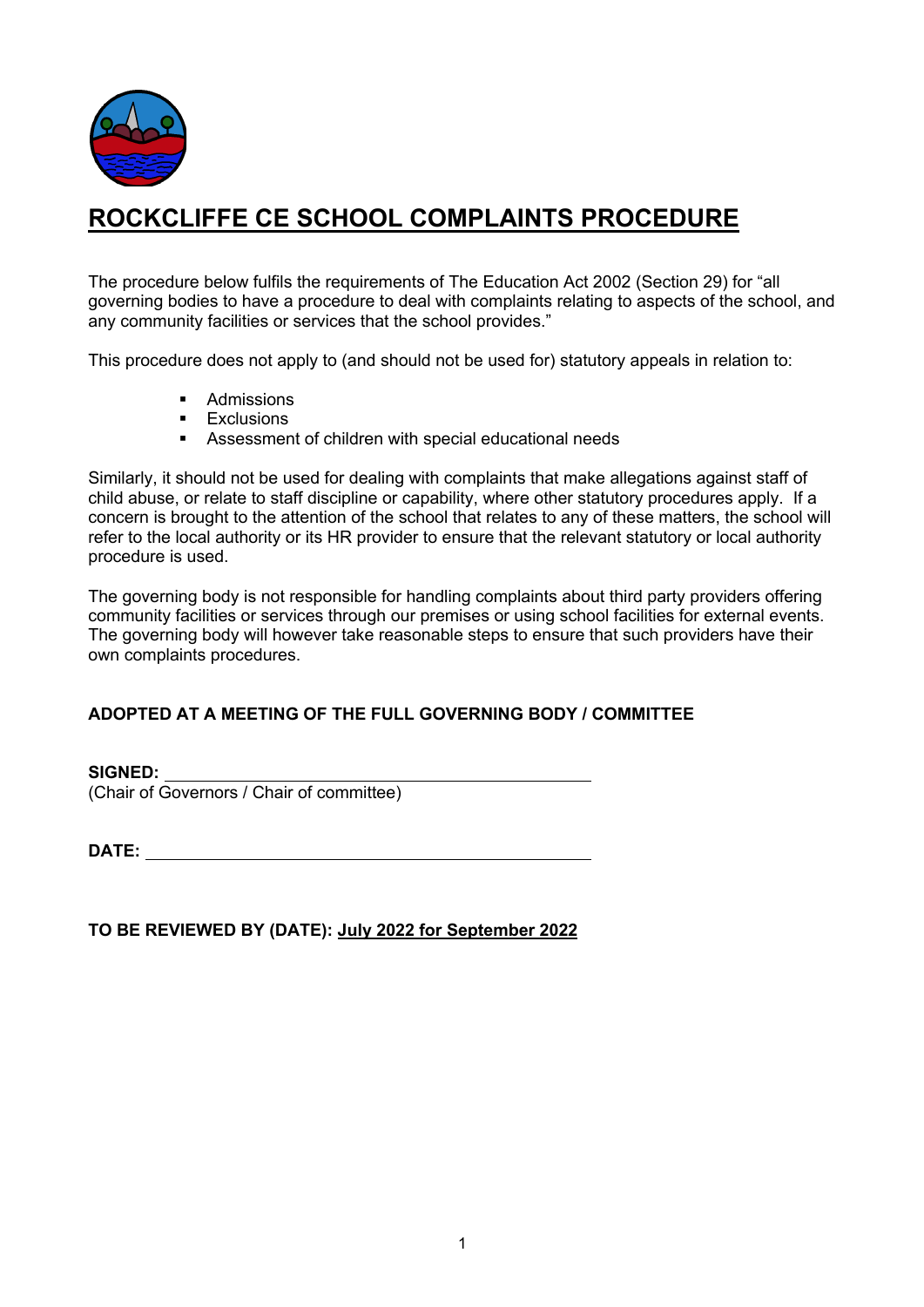# ROCKCLIFFE CE SCHOOL COMPLAINTS PROCEDURE

The procedure below fulfils the requirements of The Education Act 2002 (Section 29) for "all governing bodies to have a procedure to deal with complaints relating to aspects of the school, and any community facilities or services that the school provides."

This procedure does not apply to (and should not be used for) statutory appeals in relation to:

- Admissions
- Exclusions
- Assessment of children with special educational needs

Similarly, it should not be used for dealing with complaints that make allegations against staff of child abuse, or relate to staff discipline or capability, where other statutory procedures apply. If a concern is brought to the attention of the school that relates to any of these matters, the school will refer to the local authority or its HR provider to ensure that the relevant statutory or local authority procedure is used.

The governing body is not responsible for handling complaints about third party providers offering community facilities or services through our premises or using school facilities for external events. The governing body will however take reasonable steps to ensure that such providers have their own complaints procedures.

**ADOPTED AT A MEETING OF THE FULL GOVERNING BODY / COMMITTEE**

**SIGNED:** ______________________________________________
(Chair of Governors / Chair of committee)

**DATE:** ______________________________________________

**TO BE REVIEWED BY (DATE): July 2022 for September 2022**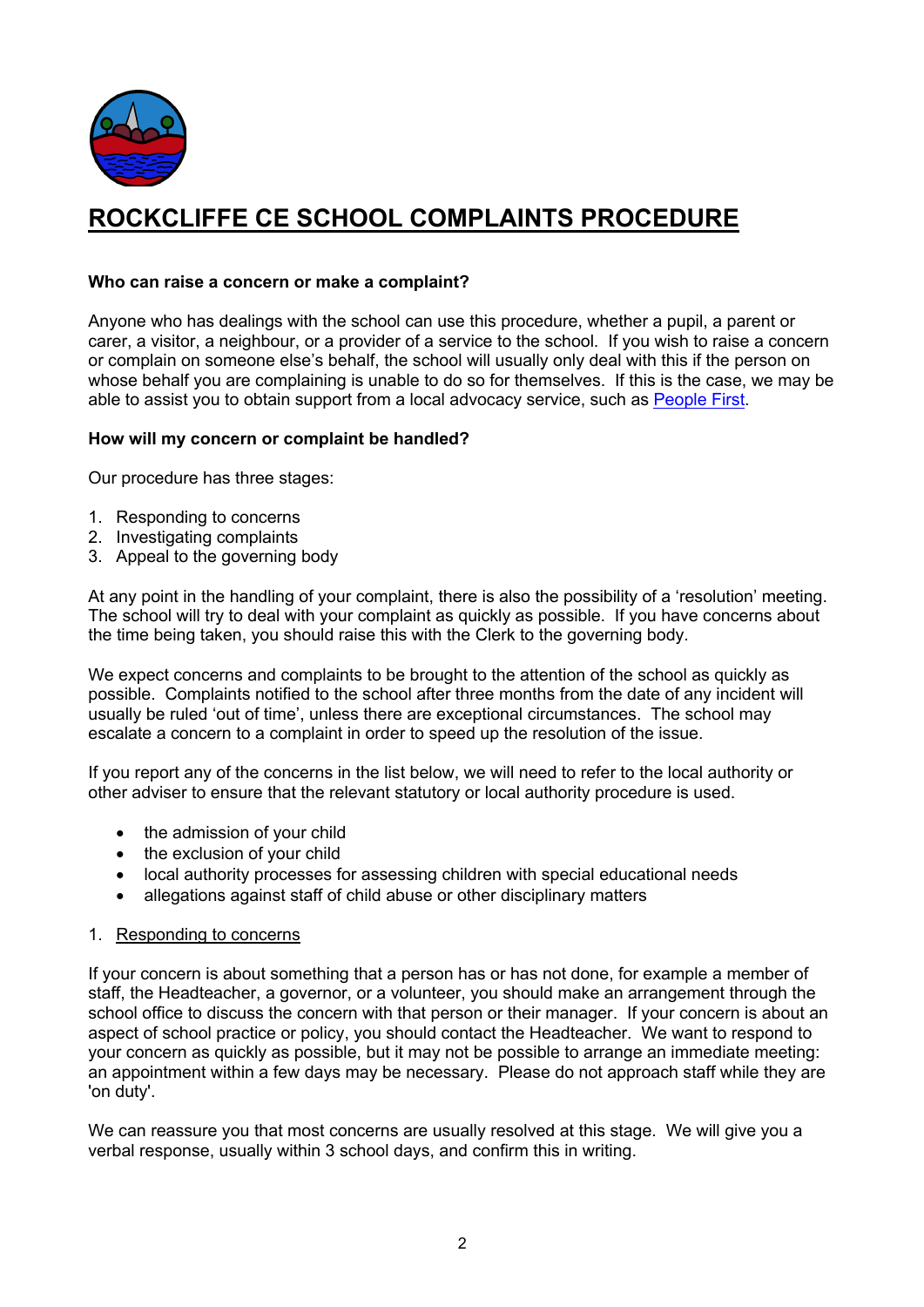# ROCKCLIFFE CE SCHOOL COMPLAINTS PROCEDURE

**Who can raise a concern or make a complaint?**

Anyone who has dealings with the school can use this procedure, whether a pupil, a parent or carer, a visitor, a neighbour, or a provider of a service to the school. If you wish to raise a concern or complain on someone else's behalf, the school will usually only deal with this if the person on whose behalf you are complaining is unable to do so for themselves. If this is the case, we may be able to assist you to obtain support from a local advocacy service, such as People First.

**How will my concern or complaint be handled?**

Our procedure has three stages:

1. Responding to concerns
2. Investigating complaints
3. Appeal to the governing body

At any point in the handling of your complaint, there is also the possibility of a 'resolution' meeting. The school will try to deal with your complaint as quickly as possible. If you have concerns about the time being taken, you should raise this with the Clerk to the governing body.

We expect concerns and complaints to be brought to the attention of the school as quickly as possible. Complaints notified to the school after three months from the date of any incident will usually be ruled 'out of time', unless there are exceptional circumstances. The school may escalate a concern to a complaint in order to speed up the resolution of the issue.

If you report any of the concerns in the list below, we will need to refer to the local authority or other adviser to ensure that the relevant statutory or local authority procedure is used.

- the admission of your child
- the exclusion of your child
- local authority processes for assessing children with special educational needs
- allegations against staff of child abuse or other disciplinary matters

1. Responding to concerns

If your concern is about something that a person has or has not done, for example a member of staff, the Headteacher, a governor, or a volunteer, you should make an arrangement through the school office to discuss the concern with that person or their manager. If your concern is about an aspect of school practice or policy, you should contact the Headteacher. We want to respond to your concern as quickly as possible, but it may not be possible to arrange an immediate meeting: an appointment within a few days may be necessary. Please do not approach staff while they are 'on duty'.

We can reassure you that most concerns are usually resolved at this stage. We will give you a verbal response, usually within 3 school days, and confirm this in writing.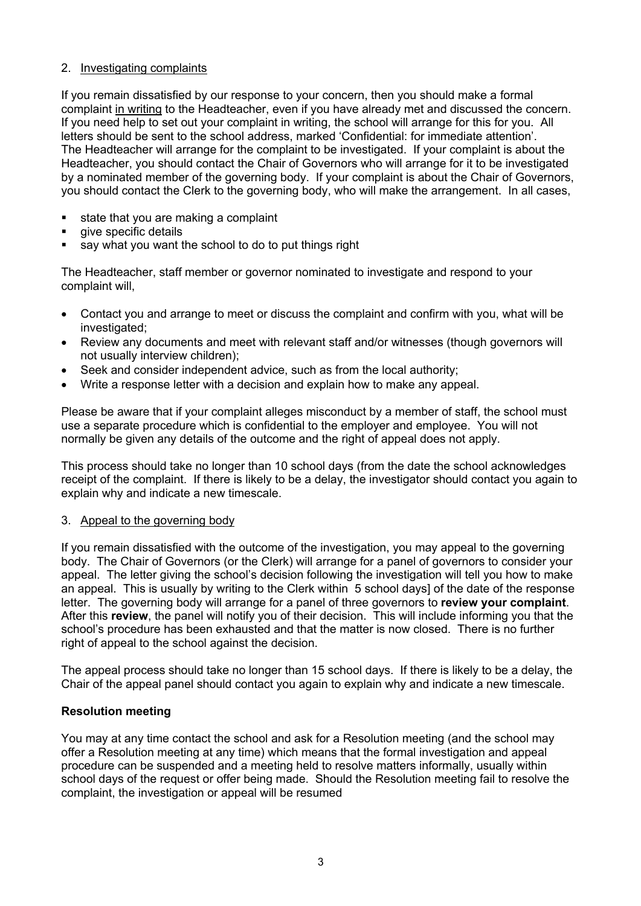2. <u>Investigating complaints</u>

If you remain dissatisfied by our response to your concern, then you should make a formal complaint <u>in writing</u> to the Headteacher, even if you have already met and discussed the concern. If you need help to set out your complaint in writing, the school will arrange for this for you. All letters should be sent to the school address, marked 'Confidential: for immediate attention'. The Headteacher will arrange for the complaint to be investigated. If your complaint is about the Headteacher, you should contact the Chair of Governors who will arrange for it to be investigated by a nominated member of the governing body. If your complaint is about the Chair of Governors, you should contact the Clerk to the governing body, who will make the arrangement. In all cases,

- state that you are making a complaint
- give specific details
- say what you want the school to do to put things right

The Headteacher, staff member or governor nominated to investigate and respond to your complaint will,

- Contact you and arrange to meet or discuss the complaint and confirm with you, what will be investigated;
- Review any documents and meet with relevant staff and/or witnesses (though governors will not usually interview children);
- Seek and consider independent advice, such as from the local authority;
- Write a response letter with a decision and explain how to make any appeal.

Please be aware that if your complaint alleges misconduct by a member of staff, the school must use a separate procedure which is confidential to the employer and employee. You will not normally be given any details of the outcome and the right of appeal does not apply.

This process should take no longer than 10 school days (from the date the school acknowledges receipt of the complaint. If there is likely to be a delay, the investigator should contact you again to explain why and indicate a new timescale.

3. <u>Appeal to the governing body</u>

If you remain dissatisfied with the outcome of the investigation, you may appeal to the governing body. The Chair of Governors (or the Clerk) will arrange for a panel of governors to consider your appeal. The letter giving the school's decision following the investigation will tell you how to make an appeal. This is usually by writing to the Clerk within 5 school days] of the date of the response letter. The governing body will arrange for a panel of three governors to **review your complaint**. After this **review**, the panel will notify you of their decision. This will include informing you that the school's procedure has been exhausted and that the matter is now closed. There is no further right of appeal to the school against the decision.

The appeal process should take no longer than 15 school days. If there is likely to be a delay, the Chair of the appeal panel should contact you again to explain why and indicate a new timescale.

**Resolution meeting**

You may at any time contact the school and ask for a Resolution meeting (and the school may offer a Resolution meeting at any time) which means that the formal investigation and appeal procedure can be suspended and a meeting held to resolve matters informally, usually within school days of the request or offer being made. Should the Resolution meeting fail to resolve the complaint, the investigation or appeal will be resumed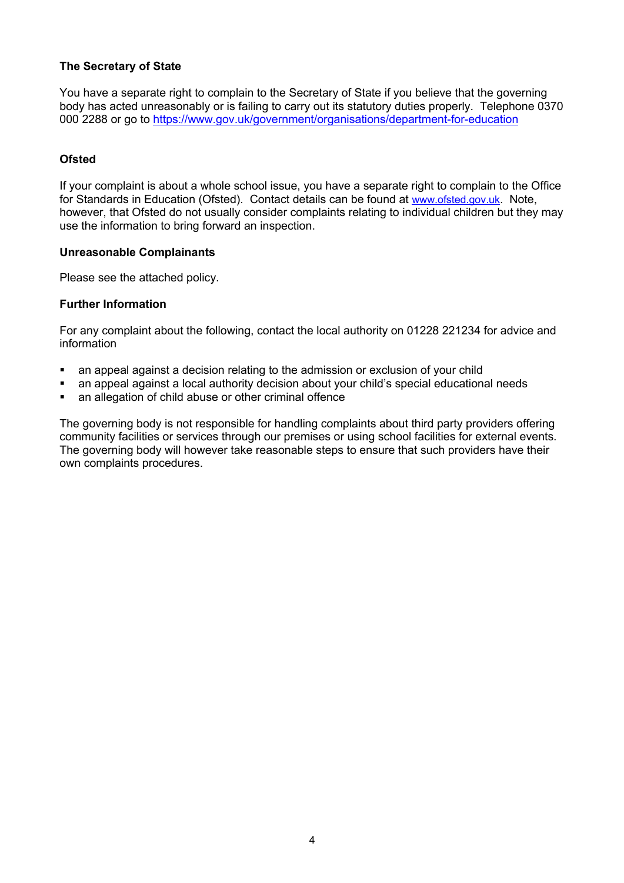### The Secretary of State

You have a separate right to complain to the Secretary of State if you believe that the governing body has acted unreasonably or is failing to carry out its statutory duties properly. Telephone 0370 000 2288 or go to https://www.gov.uk/government/organisations/department-for-education

### Ofsted

If your complaint is about a whole school issue, you have a separate right to complain to the Office for Standards in Education (Ofsted). Contact details can be found at www.ofsted.gov.uk. Note, however, that Ofsted do not usually consider complaints relating to individual children but they may use the information to bring forward an inspection.

### Unreasonable Complainants

Please see the attached policy.

### Further Information

For any complaint about the following, contact the local authority on 01228 221234 for advice and information

- an appeal against a decision relating to the admission or exclusion of your child
- an appeal against a local authority decision about your child's special educational needs
- an allegation of child abuse or other criminal offence

The governing body is not responsible for handling complaints about third party providers offering community facilities or services through our premises or using school facilities for external events. The governing body will however take reasonable steps to ensure that such providers have their own complaints procedures.